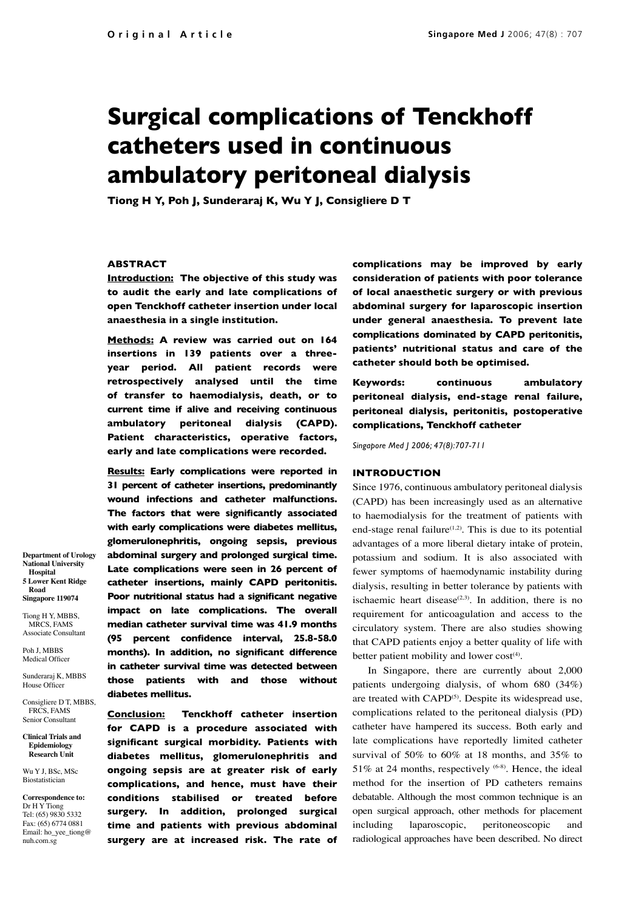# Surgical complications of Tenckhoff catheters used in continuous ambulatory peritoneal dialysis

**Tiong H Y, Poh J, Sunderaraj K, Wu Y J, Consigliere D T**

Department of Urology
National University Hospital
5 Lower Kent Ridge Road
Singapore 119074

Tiong H Y, MBBS, MRCS, FAMS
Associate Consultant

Poh J, MBBS
Medical Officer

Sunderaraj K, MBBS
House Officer

Consigliere D T, MBBS, FRCS, FAMS
Senior Consultant

Clinical Trials and Epidemiology Research Unit

Wu Y J, BSc, MSc
Biostatistician

Correspondence to:
Dr H Y Tiong
Tel: (65) 9830 5332
Fax: (65) 6774 0881
Email: ho_yee_tiong@nuh.com.sg

## ABSTRACT

**Introduction: The objective of this study was to audit the early and late complications of open Tenckhoff catheter insertion under local anaesthesia in a single institution.**

**Methods: A review was carried out on 164 insertions in 139 patients over a three-year period. All patient records were retrospectively analysed until the time of transfer to haemodialysis, death, or to current time if alive and receiving continuous ambulatory peritoneal dialysis (CAPD). Patient characteristics, operative factors, early and late complications were recorded.**

**Results: Early complications were reported in 31 percent of catheter insertions, predominantly wound infections and catheter malfunctions. The factors that were significantly associated with early complications were diabetes mellitus, glomerulonephritis, ongoing sepsis, previous abdominal surgery and prolonged surgical time. Late complications were seen in 26 percent of catheter insertions, mainly CAPD peritonitis. Poor nutritional status had a significant negative impact on late complications. The overall median catheter survival time was 41.9 months (95 percent confidence interval, 25.8-58.0 months). In addition, no significant difference in catheter survival time was detected between those patients with and those without diabetes mellitus.**

**Conclusion: Tenckhoff catheter insertion for CAPD is a procedure associated with significant surgical morbidity. Patients with diabetes mellitus, glomerulonephritis and ongoing sepsis are at greater risk of early complications, and hence, must have their conditions stabilised or treated before surgery. In addition, prolonged surgical time and patients with previous abdominal surgery are at increased risk. The rate of complications may be improved by early consideration of patients with poor tolerance of local anaesthetic surgery or with previous abdominal surgery for laparoscopic insertion under general anaesthesia. To prevent late complications dominated by CAPD peritonitis, patients' nutritional status and care of the catheter should both be optimised.**

**Keywords: continuous ambulatory peritoneal dialysis, end-stage renal failure, peritoneal dialysis, peritonitis, postoperative complications, Tenckhoff catheter**

*Singapore Med J 2006; 47(8):707-711*

## INTRODUCTION

Since 1976, continuous ambulatory peritoneal dialysis (CAPD) has been increasingly used as an alternative to haemodialysis for the treatment of patients with end-stage renal failure[1,2]. This is due to its potential advantages of a more liberal dietary intake of protein, potassium and sodium. It is also associated with fewer symptoms of haemodynamic instability during dialysis, resulting in better tolerance by patients with ischaemic heart disease[2,3]. In addition, there is no requirement for anticoagulation and access to the circulatory system. There are also studies showing that CAPD patients enjoy a better quality of life with better patient mobility and lower cost[4].

In Singapore, there are currently about 2,000 patients undergoing dialysis, of whom 680 (34%) are treated with CAPD[5]. Despite its widespread use, complications related to the peritoneal dialysis (PD) catheter have hampered its success. Both early and late complications have reportedly limited catheter survival of 50% to 60% at 18 months, and 35% to 51% at 24 months, respectively [6-8]. Hence, the ideal method for the insertion of PD catheters remains debatable. Although the most common technique is an open surgical approach, other methods for placement including laparoscopic, peritoneoscopic and radiological approaches have been described. No direct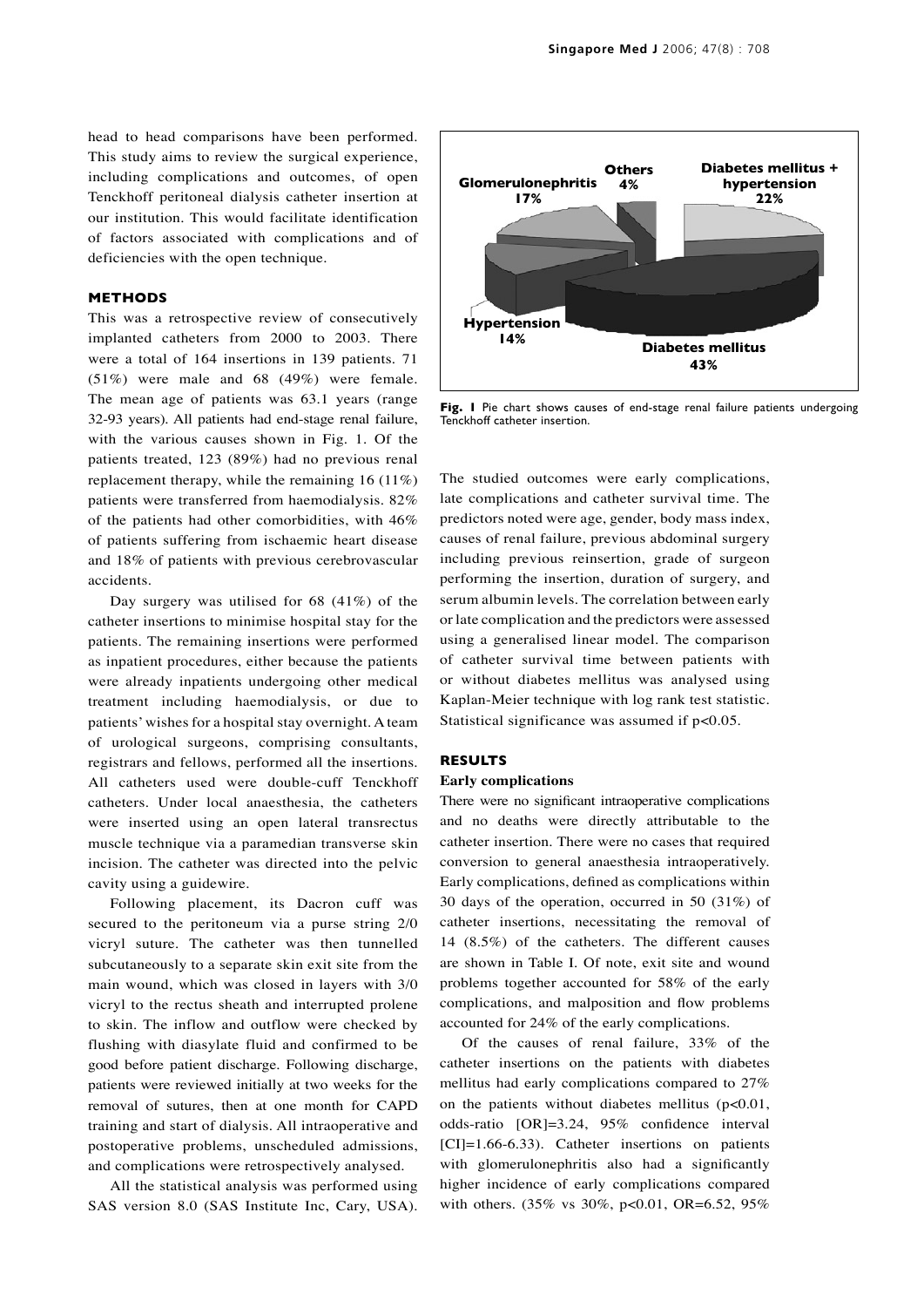head to head comparisons have been performed. This study aims to review the surgical experience, including complications and outcomes, of open Tenckhoff peritoneal dialysis catheter insertion at our institution. This would facilitate identification of factors associated with complications and of deficiencies with the open technique.

## METHODS

This was a retrospective review of consecutively implanted catheters from 2000 to 2003. There were a total of 164 insertions in 139 patients. 71 (51%) were male and 68 (49%) were female. The mean age of patients was 63.1 years (range 32-93 years). All patients had end-stage renal failure, with the various causes shown in Fig. 1. Of the patients treated, 123 (89%) had no previous renal replacement therapy, while the remaining 16 (11%) patients were transferred from haemodialysis. 82% of the patients had other comorbidities, with 46% of patients suffering from ischaemic heart disease and 18% of patients with previous cerebrovascular accidents.

Day surgery was utilised for 68 (41%) of the catheter insertions to minimise hospital stay for the patients. The remaining insertions were performed as inpatient procedures, either because the patients were already inpatients undergoing other medical treatment including haemodialysis, or due to patients' wishes for a hospital stay overnight. A team of urological surgeons, comprising consultants, registrars and fellows, performed all the insertions. All catheters used were double-cuff Tenckhoff catheters. Under local anaesthesia, the catheters were inserted using an open lateral transrectus muscle technique via a paramedian transverse skin incision. The catheter was directed into the pelvic cavity using a guidewire.

Following placement, its Dacron cuff was secured to the peritoneum via a purse string 2/0 vicryl suture. The catheter was then tunnelled subcutaneously to a separate skin exit site from the main wound, which was closed in layers with 3/0 vicryl to the rectus sheath and interrupted prolene to skin. The inflow and outflow were checked by flushing with diasylate fluid and confirmed to be good before patient discharge. Following discharge, patients were reviewed initially at two weeks for the removal of sutures, then at one month for CAPD training and start of dialysis. All intraoperative and postoperative problems, unscheduled admissions, and complications were retrospectively analysed.

All the statistical analysis was performed using SAS version 8.0 (SAS Institute Inc, Cary, USA).

Glomerulonephritis 17%, Others 4%, Diabetes mellitus + hypertension 22%, Hypertension 14%, Diabetes mellitus 43%

**Fig. 1** Pie chart shows causes of end-stage renal failure patients undergoing Tenckhoff catheter insertion.

The studied outcomes were early complications, late complications and catheter survival time. The predictors noted were age, gender, body mass index, causes of renal failure, previous abdominal surgery including previous reinsertion, grade of surgeon performing the insertion, duration of surgery, and serum albumin levels. The correlation between early or late complication and the predictors were assessed using a generalised linear model. The comparison of catheter survival time between patients with or without diabetes mellitus was analysed using Kaplan-Meier technique with log rank test statistic. Statistical significance was assumed if $p<0.05$.

## RESULTS

### Early complications

There were no significant intraoperative complications and no deaths were directly attributable to the catheter insertion. There were no cases that required conversion to general anaesthesia intraoperatively. Early complications, defined as complications within 30 days of the operation, occurred in 50 (31%) of catheter insertions, necessitating the removal of 14 (8.5%) of the catheters. The different causes are shown in Table I. Of note, exit site and wound problems together accounted for 58% of the early complications, and malposition and flow problems accounted for 24% of the early complications.

Of the causes of renal failure, 33% of the catheter insertions on the patients with diabetes mellitus had early complications compared to 27% on the patients without diabetes mellitus ($p<0.01$, odds-ratio [OR]=3.24, 95% confidence interval [CI]=1.66-6.33). Catheter insertions on patients with glomerulonephritis also had a significantly higher incidence of early complications compared with others. (35% vs 30%, $p<0.01$, OR=6.52, 95%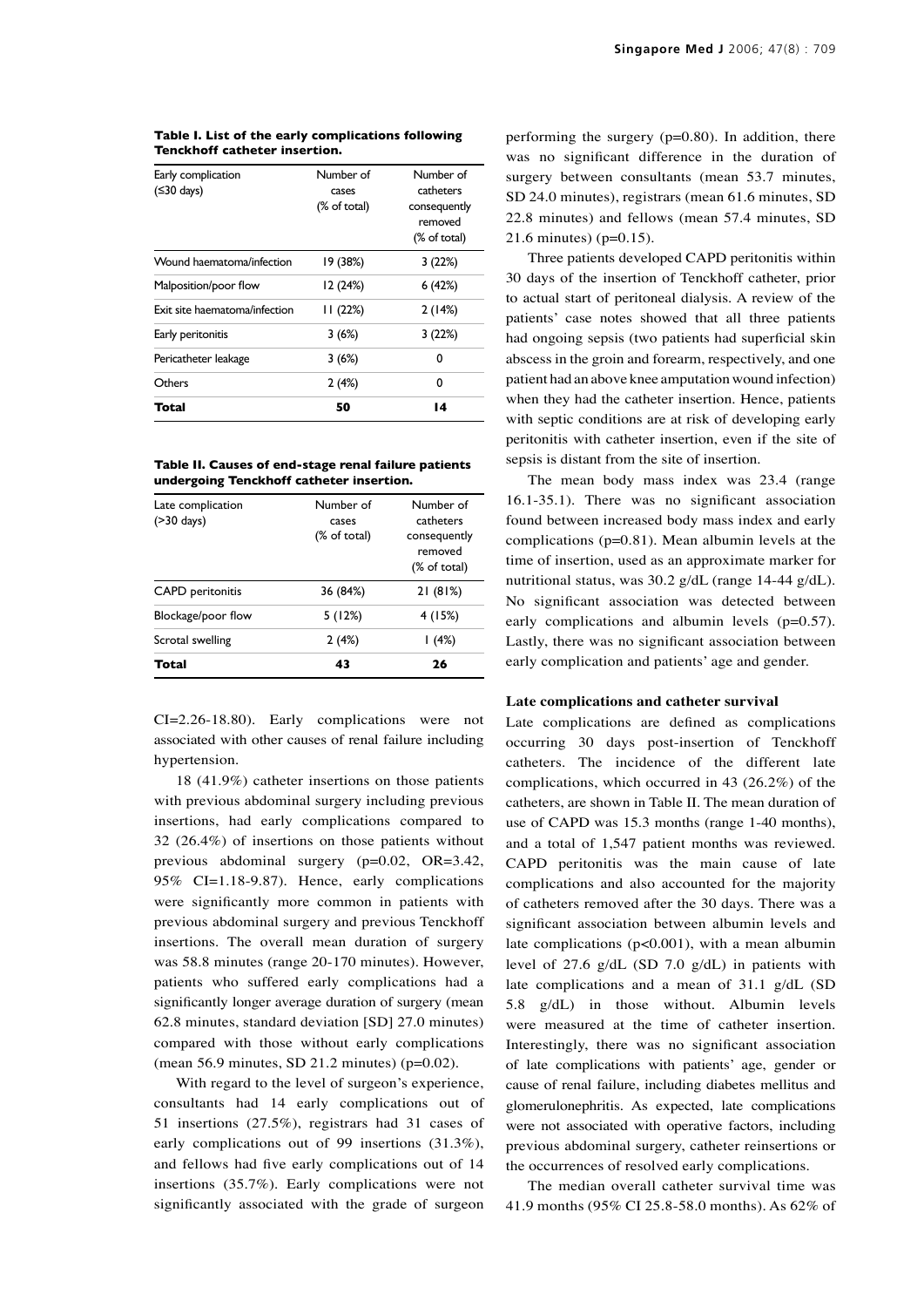**Table I. List of the early complications following Tenckhoff catheter insertion.**

| Early complication (≤30 days) | Number of cases (% of total) | Number of catheters consequently removed (% of total) |
|---|---|---|
| Wound haematoma/infection | 19 (38%) | 3 (22%) |
| Malposition/poor flow | 12 (24%) | 6 (42%) |
| Exit site haematoma/infection | 11 (22%) | 2 (14%) |
| Early peritonitis | 3 (6%) | 3 (22%) |
| Pericatheter leakage | 3 (6%) | 0 |
| Others | 2 (4%) | 0 |
| **Total** | **50** | **14** |

**Table II. Causes of end-stage renal failure patients undergoing Tenckhoff catheter insertion.**

| Late complication (>30 days) | Number of cases (% of total) | Number of catheters consequently removed (% of total) |
|---|---|---|
| CAPD peritonitis | 36 (84%) | 21 (81%) |
| Blockage/poor flow | 5 (12%) | 4 (15%) |
| Scrotal swelling | 2 (4%) | 1 (4%) |
| **Total** | **43** | **26** |

CI=2.26-18.80). Early complications were not associated with other causes of renal failure including hypertension.

18 (41.9%) catheter insertions on those patients with previous abdominal surgery including previous insertions, had early complications compared to 32 (26.4%) of insertions on those patients without previous abdominal surgery ($p=0.02$, OR=3.42, 95% CI=1.18-9.87). Hence, early complications were significantly more common in patients with previous abdominal surgery and previous Tenckhoff insertions. The overall mean duration of surgery was 58.8 minutes (range 20-170 minutes). However, patients who suffered early complications had a significantly longer average duration of surgery (mean 62.8 minutes, standard deviation [SD] 27.0 minutes) compared with those without early complications (mean 56.9 minutes, SD 21.2 minutes) ($p=0.02$).

With regard to the level of surgeon's experience, consultants had 14 early complications out of 51 insertions (27.5%), registrars had 31 cases of early complications out of 99 insertions (31.3%), and fellows had five early complications out of 14 insertions (35.7%). Early complications were not significantly associated with the grade of surgeon performing the surgery ($p=0.80$). In addition, there was no significant difference in the duration of surgery between consultants (mean 53.7 minutes, SD 24.0 minutes), registrars (mean 61.6 minutes, SD 22.8 minutes) and fellows (mean 57.4 minutes, SD 21.6 minutes) ($p=0.15$).

Three patients developed CAPD peritonitis within 30 days of the insertion of Tenckhoff catheter, prior to actual start of peritoneal dialysis. A review of the patients' case notes showed that all three patients had ongoing sepsis (two patients had superficial skin abscess in the groin and forearm, respectively, and one patient had an above knee amputation wound infection) when they had the catheter insertion. Hence, patients with septic conditions are at risk of developing early peritonitis with catheter insertion, even if the site of sepsis is distant from the site of insertion.

The mean body mass index was 23.4 (range 16.1-35.1). There was no significant association found between increased body mass index and early complications ($p=0.81$). Mean albumin levels at the time of insertion, used as an approximate marker for nutritional status, was 30.2 g/dL (range 14-44 g/dL). No significant association was detected between early complications and albumin levels ($p=0.57$). Lastly, there was no significant association between early complication and patients' age and gender.

**Late complications and catheter survival**

Late complications are defined as complications occurring 30 days post-insertion of Tenckhoff catheters. The incidence of the different late complications, which occurred in 43 (26.2%) of the catheters, are shown in Table II. The mean duration of use of CAPD was 15.3 months (range 1-40 months), and a total of 1,547 patient months was reviewed. CAPD peritonitis was the main cause of late complications and also accounted for the majority of catheters removed after the 30 days. There was a significant association between albumin levels and late complications ($p<0.001$), with a mean albumin level of 27.6 g/dL (SD 7.0 g/dL) in patients with late complications and a mean of 31.1 g/dL (SD 5.8 g/dL) in those without. Albumin levels were measured at the time of catheter insertion. Interestingly, there was no significant association of late complications with patients' age, gender or cause of renal failure, including diabetes mellitus and glomerulonephritis. As expected, late complications were not associated with operative factors, including previous abdominal surgery, catheter reinsertions or the occurrences of resolved early complications.

The median overall catheter survival time was 41.9 months (95% CI 25.8-58.0 months). As 62% of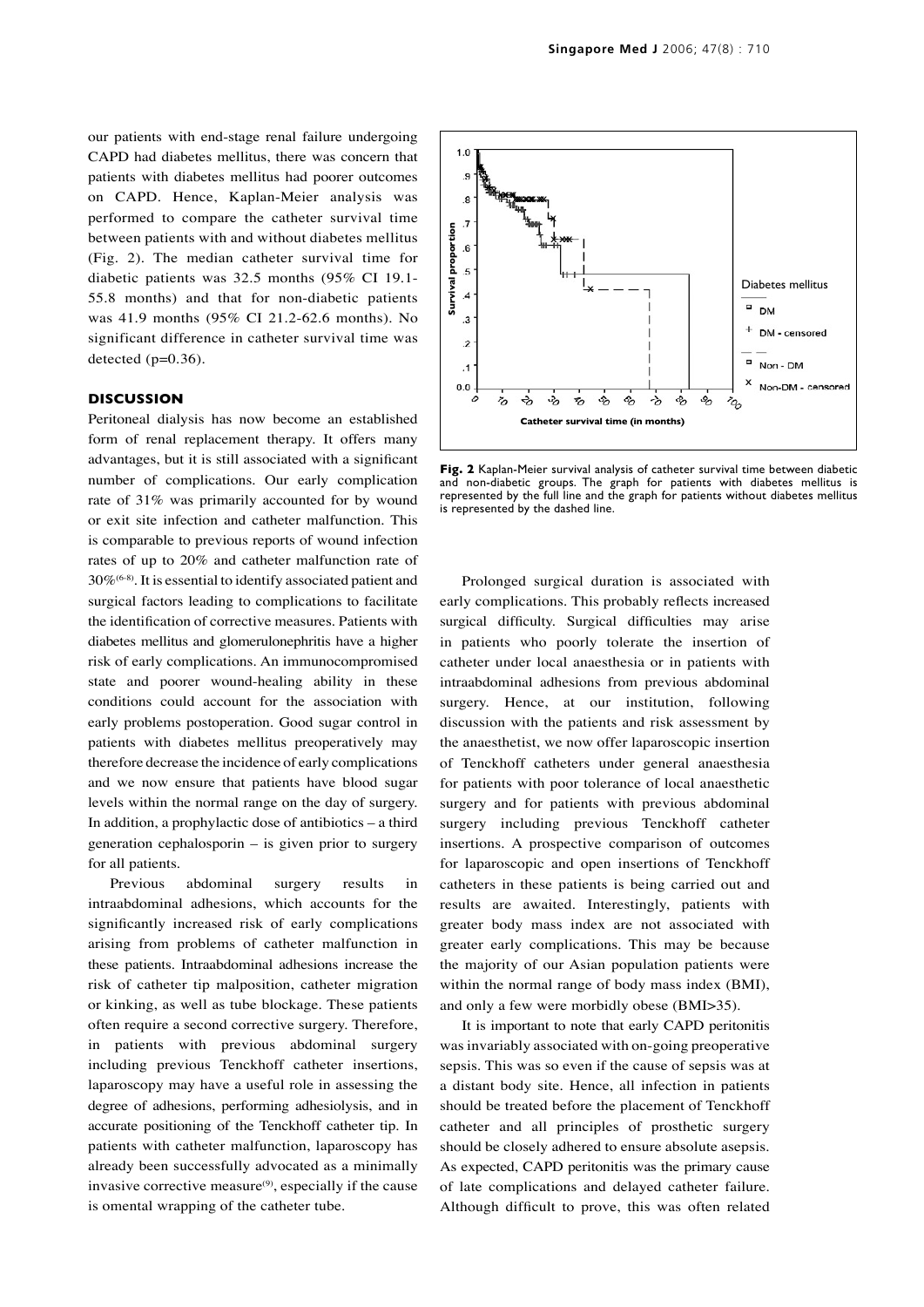our patients with end-stage renal failure undergoing CAPD had diabetes mellitus, there was concern that patients with diabetes mellitus had poorer outcomes on CAPD. Hence, Kaplan-Meier analysis was performed to compare the catheter survival time between patients with and without diabetes mellitus (Fig. 2). The median catheter survival time for diabetic patients was 32.5 months (95% CI 19.1-55.8 months) and that for non-diabetic patients was 41.9 months (95% CI 21.2-62.6 months). No significant difference in catheter survival time was detected (p=0.36).

## DISCUSSION

Peritoneal dialysis has now become an established form of renal replacement therapy. It offers many advantages, but it is still associated with a significant number of complications. Our early complication rate of 31% was primarily accounted for by wound or exit site infection and catheter malfunction. This is comparable to previous reports of wound infection rates of up to 20% and catheter malfunction rate of 30%[6-8]. It is essential to identify associated patient and surgical factors leading to complications to facilitate the identification of corrective measures. Patients with diabetes mellitus and glomerulonephritis have a higher risk of early complications. An immunocompromised state and poorer wound-healing ability in these conditions could account for the association with early problems postoperation. Good sugar control in patients with diabetes mellitus preoperatively may therefore decrease the incidence of early complications and we now ensure that patients have blood sugar levels within the normal range on the day of surgery. In addition, a prophylactic dose of antibiotics – a third generation cephalosporin – is given prior to surgery for all patients.

Previous abdominal surgery results in intraabdominal adhesions, which accounts for the significantly increased risk of early complications arising from problems of catheter malfunction in these patients. Intraabdominal adhesions increase the risk of catheter tip malposition, catheter migration or kinking, as well as tube blockage. These patients often require a second corrective surgery. Therefore, in patients with previous abdominal surgery including previous Tenckhoff catheter insertions, laparoscopy may have a useful role in assessing the degree of adhesions, performing adhesiolysis, and in accurate positioning of the Tenckhoff catheter tip. In patients with catheter malfunction, laparoscopy has already been successfully advocated as a minimally invasive corrective measure[9], especially if the cause is omental wrapping of the catheter tube.

**Fig. 2** Kaplan-Meier survival analysis of catheter survival time between diabetic and non-diabetic groups. The graph for patients with diabetes mellitus is represented by the full line and the graph for patients without diabetes mellitus is represented by the dashed line.

Prolonged surgical duration is associated with early complications. This probably reflects increased surgical difficulty. Surgical difficulties may arise in patients who poorly tolerate the insertion of catheter under local anaesthesia or in patients with intraabdominal adhesions from previous abdominal surgery. Hence, at our institution, following discussion with the patients and risk assessment by the anaesthetist, we now offer laparoscopic insertion of Tenckhoff catheters under general anaesthesia for patients with poor tolerance of local anaesthetic surgery and for patients with previous abdominal surgery including previous Tenckhoff catheter insertions. A prospective comparison of outcomes for laparoscopic and open insertions of Tenckhoff catheters in these patients is being carried out and results are awaited. Interestingly, patients with greater body mass index are not associated with greater early complications. This may be because the majority of our Asian population patients were within the normal range of body mass index (BMI), and only a few were morbidly obese (BMI>35).

It is important to note that early CAPD peritonitis was invariably associated with on-going preoperative sepsis. This was so even if the cause of sepsis was at a distant body site. Hence, all infection in patients should be treated before the placement of Tenckhoff catheter and all principles of prosthetic surgery should be closely adhered to ensure absolute asepsis. As expected, CAPD peritonitis was the primary cause of late complications and delayed catheter failure. Although difficult to prove, this was often related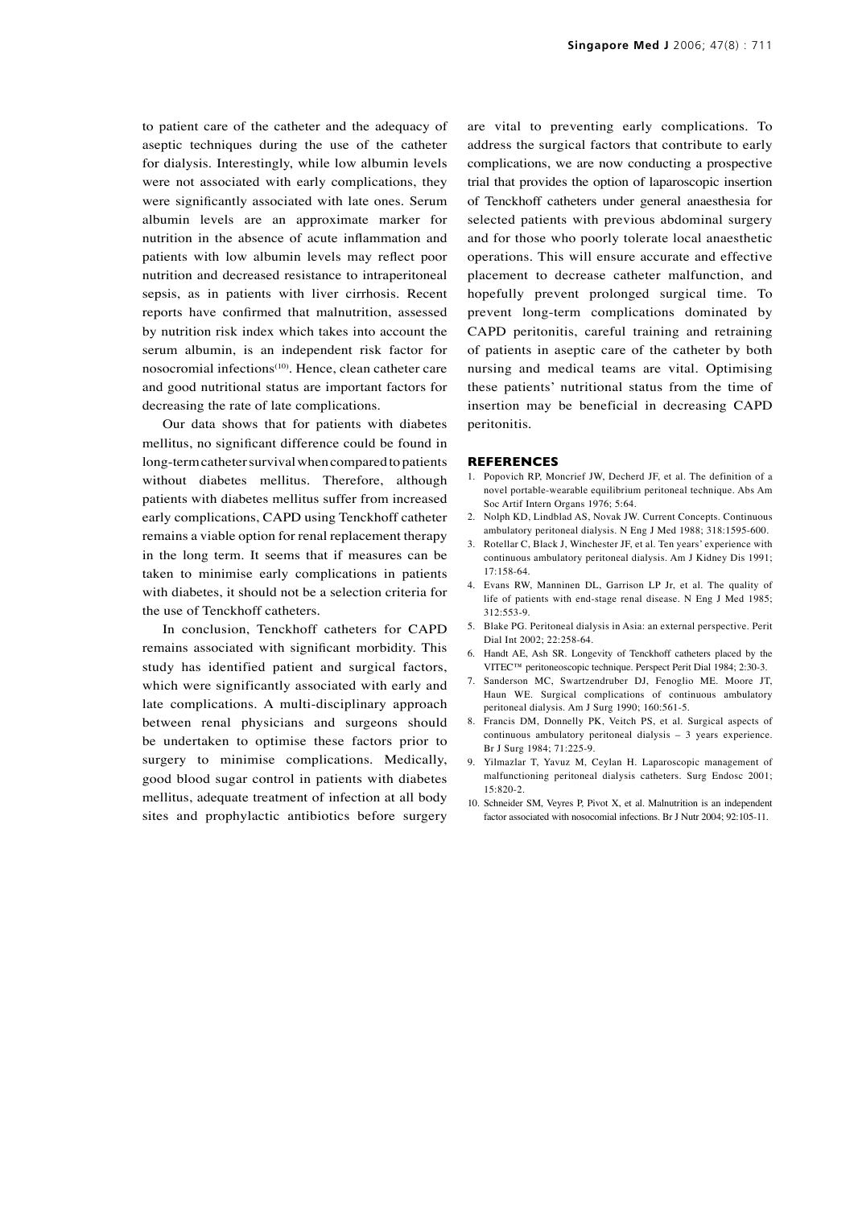to patient care of the catheter and the adequacy of aseptic techniques during the use of the catheter for dialysis. Interestingly, while low albumin levels were not associated with early complications, they were significantly associated with late ones. Serum albumin levels are an approximate marker for nutrition in the absence of acute inflammation and patients with low albumin levels may reflect poor nutrition and decreased resistance to intraperitoneal sepsis, as in patients with liver cirrhosis. Recent reports have confirmed that malnutrition, assessed by nutrition risk index which takes into account the serum albumin, is an independent risk factor for nosocromial infections[10]. Hence, clean catheter care and good nutritional status are important factors for decreasing the rate of late complications.

Our data shows that for patients with diabetes mellitus, no significant difference could be found in long-term catheter survival when compared to patients without diabetes mellitus. Therefore, although patients with diabetes mellitus suffer from increased early complications, CAPD using Tenckhoff catheter remains a viable option for renal replacement therapy in the long term. It seems that if measures can be taken to minimise early complications in patients with diabetes, it should not be a selection criteria for the use of Tenckhoff catheters.

In conclusion, Tenckhoff catheters for CAPD remains associated with significant morbidity. This study has identified patient and surgical factors, which were significantly associated with early and late complications. A multi-disciplinary approach between renal physicians and surgeons should be undertaken to optimise these factors prior to surgery to minimise complications. Medically, good blood sugar control in patients with diabetes mellitus, adequate treatment of infection at all body sites and prophylactic antibiotics before surgery are vital to preventing early complications. To address the surgical factors that contribute to early complications, we are now conducting a prospective trial that provides the option of laparoscopic insertion of Tenckhoff catheters under general anaesthesia for selected patients with previous abdominal surgery and for those who poorly tolerate local anaesthetic operations. This will ensure accurate and effective placement to decrease catheter malfunction, and hopefully prevent prolonged surgical time. To prevent long-term complications dominated by CAPD peritonitis, careful training and retraining of patients in aseptic care of the catheter by both nursing and medical teams are vital. Optimising these patients' nutritional status from the time of insertion may be beneficial in decreasing CAPD peritonitis.

## REFERENCES

1. Popovich RP, Moncrief JW, Decherd JF, et al. The definition of a novel portable-wearable equilibrium peritoneal technique. Abs Am Soc Artif Intern Organs 1976; 5:64.
2. Nolph KD, Lindblad AS, Novak JW. Current Concepts. Continuous ambulatory peritoneal dialysis. N Eng J Med 1988; 318:1595-600.
3. Rotellar C, Black J, Winchester JF, et al. Ten years' experience with continuous ambulatory peritoneal dialysis. Am J Kidney Dis 1991; 17:158-64.
4. Evans RW, Manninen DL, Garrison LP Jr, et al. The quality of life of patients with end-stage renal disease. N Eng J Med 1985; 312:553-9.
5. Blake PG. Peritoneal dialysis in Asia: an external perspective. Perit Dial Int 2002; 22:258-64.
6. Handt AE, Ash SR. Longevity of Tenckhoff catheters placed by the VITEC™ peritoneoscopic technique. Perspect Perit Dial 1984; 2:30-3.
7. Sanderson MC, Swartzendruber DJ, Fenoglio ME. Moore JT, Haun WE. Surgical complications of continuous ambulatory peritoneal dialysis. Am J Surg 1990; 160:561-5.
8. Francis DM, Donnelly PK, Veitch PS, et al. Surgical aspects of continuous ambulatory peritoneal dialysis – 3 years experience. Br J Surg 1984; 71:225-9.
9. Yilmazlar T, Yavuz M, Ceylan H. Laparoscopic management of malfunctioning peritoneal dialysis catheters. Surg Endosc 2001; 15:820-2.
10. Schneider SM, Veyres P, Pivot X, et al. Malnutrition is an independent factor associated with nosocomial infections. Br J Nutr 2004; 92:105-11.